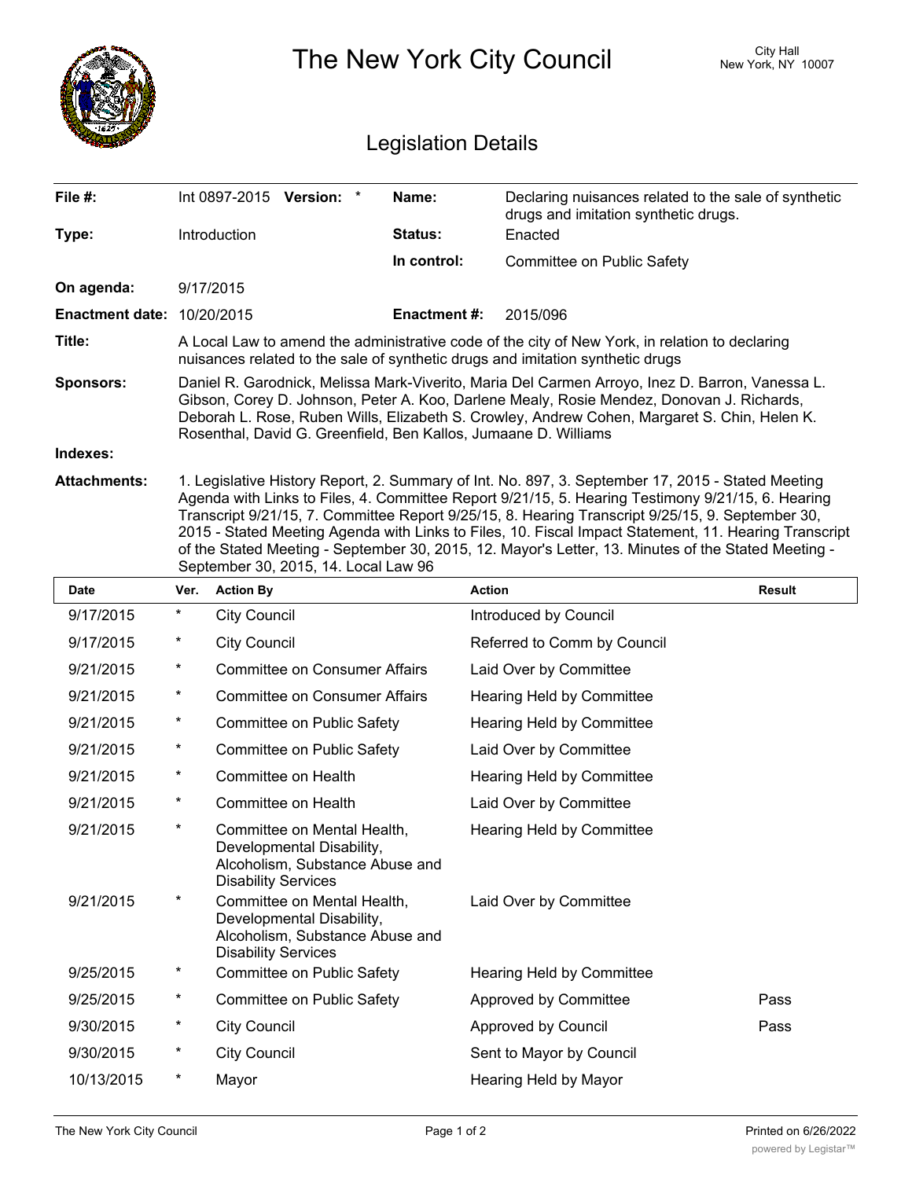# The New York City Council

City Hall
New York, NY 10007

## Legislation Details

| | | | |
|---|---|---|---|
| **File #:** | Int 0897-2015 **Version:** * | **Name:** | Declaring nuisances related to the sale of synthetic drugs and imitation synthetic drugs. |
| **Type:** | Introduction | **Status:** | Enacted |
| | | **In control:** | Committee on Public Safety |
| **On agenda:** | 9/17/2015 | | |
| **Enactment date:** | 10/20/2015 | **Enactment #:** | 2015/096 |

**Title:** A Local Law to amend the administrative code of the city of New York, in relation to declaring nuisances related to the sale of synthetic drugs and imitation synthetic drugs

**Sponsors:** Daniel R. Garodnick, Melissa Mark-Viverito, Maria Del Carmen Arroyo, Inez D. Barron, Vanessa L. Gibson, Corey D. Johnson, Peter A. Koo, Darlene Mealy, Rosie Mendez, Donovan J. Richards, Deborah L. Rose, Ruben Wills, Elizabeth S. Crowley, Andrew Cohen, Margaret S. Chin, Helen K. Rosenthal, David G. Greenfield, Ben Kallos, Jumaane D. Williams

**Indexes:**

**Attachments:** 1. Legislative History Report, 2. Summary of Int. No. 897, 3. September 17, 2015 - Stated Meeting Agenda with Links to Files, 4. Committee Report 9/21/15, 5. Hearing Testimony 9/21/15, 6. Hearing Transcript 9/21/15, 7. Committee Report 9/25/15, 8. Hearing Transcript 9/25/15, 9. September 30, 2015 - Stated Meeting Agenda with Links to Files, 10. Fiscal Impact Statement, 11. Hearing Transcript of the Stated Meeting - September 30, 2015, 12. Mayor's Letter, 13. Minutes of the Stated Meeting - September 30, 2015, 14. Local Law 96

| Date | Ver. | Action By | Action | Result |
|---|---|---|---|---|
| 9/17/2015 | * | City Council | Introduced by Council | |
| 9/17/2015 | * | City Council | Referred to Comm by Council | |
| 9/21/2015 | * | Committee on Consumer Affairs | Laid Over by Committee | |
| 9/21/2015 | * | Committee on Consumer Affairs | Hearing Held by Committee | |
| 9/21/2015 | * | Committee on Public Safety | Hearing Held by Committee | |
| 9/21/2015 | * | Committee on Public Safety | Laid Over by Committee | |
| 9/21/2015 | * | Committee on Health | Hearing Held by Committee | |
| 9/21/2015 | * | Committee on Health | Laid Over by Committee | |
| 9/21/2015 | * | Committee on Mental Health, Developmental Disability, Alcoholism, Substance Abuse and Disability Services | Hearing Held by Committee | |
| 9/21/2015 | * | Committee on Mental Health, Developmental Disability, Alcoholism, Substance Abuse and Disability Services | Laid Over by Committee | |
| 9/25/2015 | * | Committee on Public Safety | Hearing Held by Committee | |
| 9/25/2015 | * | Committee on Public Safety | Approved by Committee | Pass |
| 9/30/2015 | * | City Council | Approved by Council | Pass |
| 9/30/2015 | * | City Council | Sent to Mayor by Council | |
| 10/13/2015 | * | Mayor | Hearing Held by Mayor | |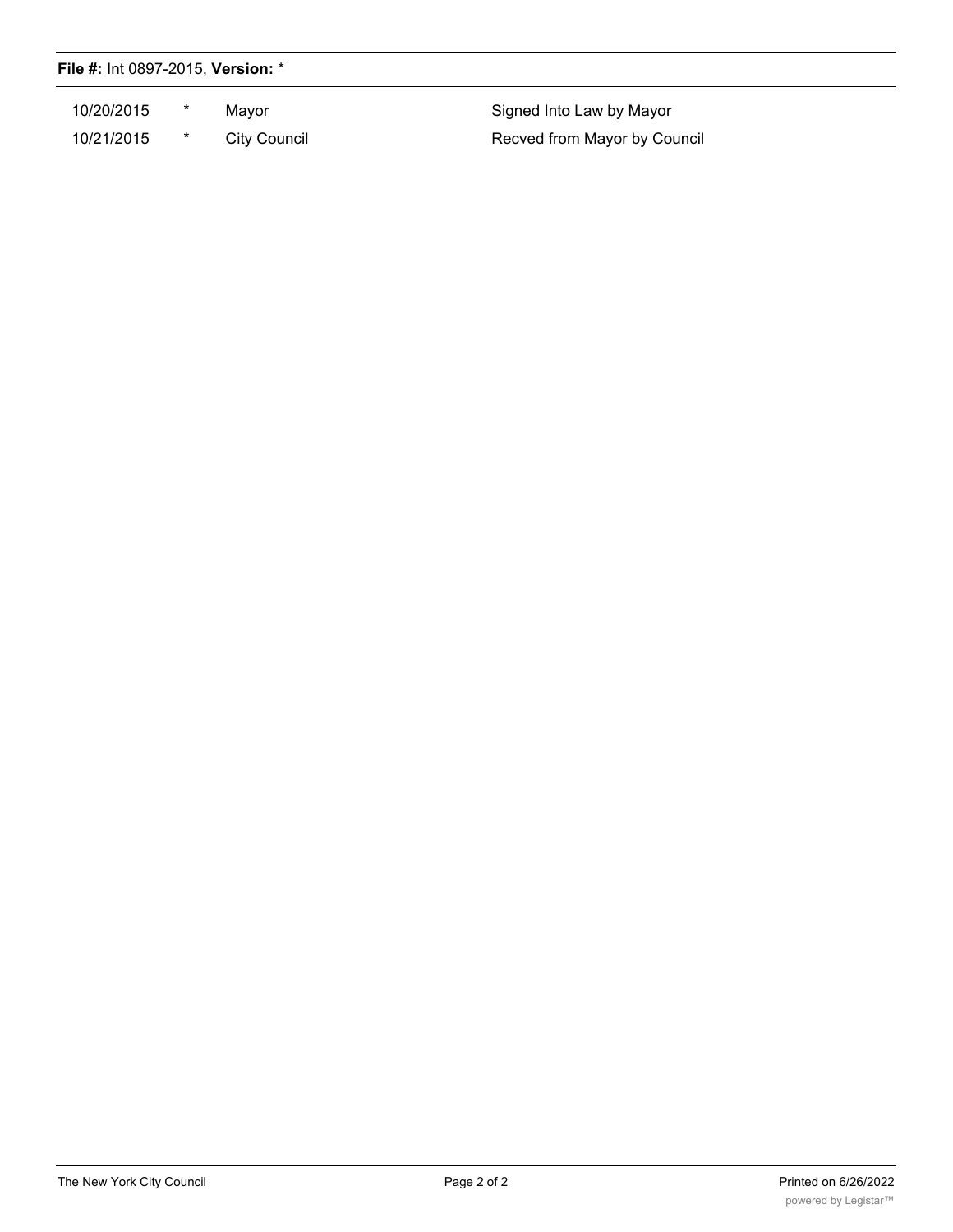**File #:** Int 0897-2015, **Version:** *

| | | | |
|---|---|---|---|
| 10/20/2015 | * | Mayor | Signed Into Law by Mayor |
| 10/21/2015 | * | City Council | Recved from Mayor by Council |